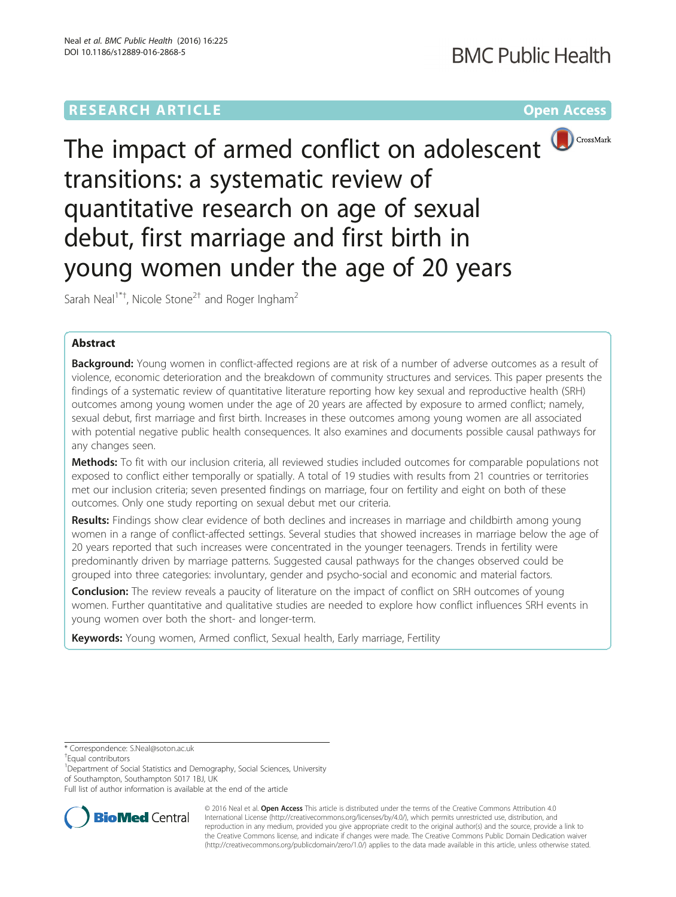RESEARCH ARTICLE

Open Access

# The impact of armed conflict on adolescent transitions: a systematic review of quantitative research on age of sexual debut, first marriage and first birth in young women under the age of 20 years

Sarah Neal[1*†], Nicole Stone[2†] and Roger Ingham[2]

## Abstract

**Background:** Young women in conflict-affected regions are at risk of a number of adverse outcomes as a result of violence, economic deterioration and the breakdown of community structures and services. This paper presents the findings of a systematic review of quantitative literature reporting how key sexual and reproductive health (SRH) outcomes among young women under the age of 20 years are affected by exposure to armed conflict; namely, sexual debut, first marriage and first birth. Increases in these outcomes among young women are all associated with potential negative public health consequences. It also examines and documents possible causal pathways for any changes seen.

**Methods:** To fit with our inclusion criteria, all reviewed studies included outcomes for comparable populations not exposed to conflict either temporally or spatially. A total of 19 studies with results from 21 countries or territories met our inclusion criteria; seven presented findings on marriage, four on fertility and eight on both of these outcomes. Only one study reporting on sexual debut met our criteria.

**Results:** Findings show clear evidence of both declines and increases in marriage and childbirth among young women in a range of conflict-affected settings. Several studies that showed increases in marriage below the age of 20 years reported that such increases were concentrated in the younger teenagers. Trends in fertility were predominantly driven by marriage patterns. Suggested causal pathways for the changes observed could be grouped into three categories: involuntary, gender and psycho-social and economic and material factors.

**Conclusion:** The review reveals a paucity of literature on the impact of conflict on SRH outcomes of young women. Further quantitative and qualitative studies are needed to explore how conflict influences SRH events in young women over both the short- and longer-term.

**Keywords:** Young women, Armed conflict, Sexual health, Early marriage, Fertility

* Correspondence: S.Neal@soton.ac.uk
†Equal contributors
[1]Department of Social Statistics and Demography, Social Sciences, University of Southampton, Southampton S017 1BJ, UK
Full list of author information is available at the end of the article

© 2016 Neal et al. **Open Access** This article is distributed under the terms of the Creative Commons Attribution 4.0 International License (http://creativecommons.org/licenses/by/4.0/), which permits unrestricted use, distribution, and reproduction in any medium, provided you give appropriate credit to the original author(s) and the source, provide a link to the Creative Commons license, and indicate if changes were made. The Creative Commons Public Domain Dedication waiver (http://creativecommons.org/publicdomain/zero/1.0/) applies to the data made available in this article, unless otherwise stated.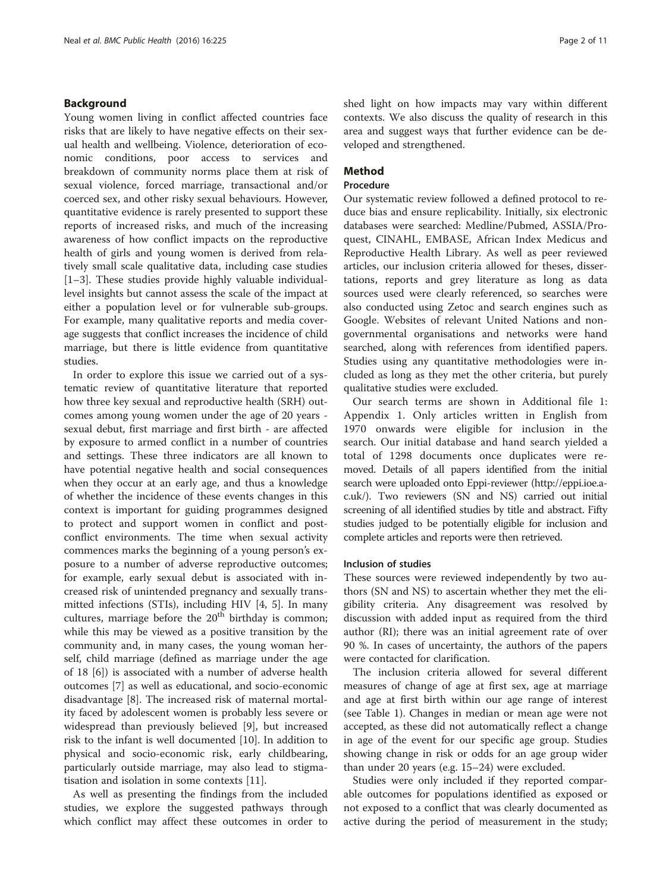## Background

Young women living in conflict affected countries face risks that are likely to have negative effects on their sexual health and wellbeing. Violence, deterioration of economic conditions, poor access to services and breakdown of community norms place them at risk of sexual violence, forced marriage, transactional and/or coerced sex, and other risky sexual behaviours. However, quantitative evidence is rarely presented to support these reports of increased risks, and much of the increasing awareness of how conflict impacts on the reproductive health of girls and young women is derived from relatively small scale qualitative data, including case studies [1–3]. These studies provide highly valuable individual-level insights but cannot assess the scale of the impact at either a population level or for vulnerable sub-groups. For example, many qualitative reports and media coverage suggests that conflict increases the incidence of child marriage, but there is little evidence from quantitative studies.

In order to explore this issue we carried out of a systematic review of quantitative literature that reported how three key sexual and reproductive health (SRH) outcomes among young women under the age of 20 years - sexual debut, first marriage and first birth - are affected by exposure to armed conflict in a number of countries and settings. These three indicators are all known to have potential negative health and social consequences when they occur at an early age, and thus a knowledge of whether the incidence of these events changes in this context is important for guiding programmes designed to protect and support women in conflict and post-conflict environments. The time when sexual activity commences marks the beginning of a young person's exposure to a number of adverse reproductive outcomes; for example, early sexual debut is associated with increased risk of unintended pregnancy and sexually transmitted infections (STIs), including HIV [4, 5]. In many cultures, marriage before the 20[th] birthday is common; while this may be viewed as a positive transition by the community and, in many cases, the young woman herself, child marriage (defined as marriage under the age of 18 [6]) is associated with a number of adverse health outcomes [7] as well as educational, and socio-economic disadvantage [8]. The increased risk of maternal mortality faced by adolescent women is probably less severe or widespread than previously believed [9], but increased risk to the infant is well documented [10]. In addition to physical and socio-economic risk, early childbearing, particularly outside marriage, may also lead to stigmatisation and isolation in some contexts [11].

As well as presenting the findings from the included studies, we explore the suggested pathways through which conflict may affect these outcomes in order to shed light on how impacts may vary within different contexts. We also discuss the quality of research in this area and suggest ways that further evidence can be developed and strengthened.

## Method

### Procedure

Our systematic review followed a defined protocol to reduce bias and ensure replicability. Initially, six electronic databases were searched: Medline/Pubmed, ASSIA/Proquest, CINAHL, EMBASE, African Index Medicus and Reproductive Health Library. As well as peer reviewed articles, our inclusion criteria allowed for theses, dissertations, reports and grey literature as long as data sources used were clearly referenced, so searches were also conducted using Zetoc and search engines such as Google. Websites of relevant United Nations and non-governmental organisations and networks were hand searched, along with references from identified papers. Studies using any quantitative methodologies were included as long as they met the other criteria, but purely qualitative studies were excluded.

Our search terms are shown in Additional file 1: Appendix 1. Only articles written in English from 1970 onwards were eligible for inclusion in the search. Our initial database and hand search yielded a total of 1298 documents once duplicates were removed. Details of all papers identified from the initial search were uploaded onto Eppi-reviewer (http://eppi.ioe.ac.uk/). Two reviewers (SN and NS) carried out initial screening of all identified studies by title and abstract. Fifty studies judged to be potentially eligible for inclusion and complete articles and reports were then retrieved.

### Inclusion of studies

These sources were reviewed independently by two authors (SN and NS) to ascertain whether they met the eligibility criteria. Any disagreement was resolved by discussion with added input as required from the third author (RI); there was an initial agreement rate of over 90 %. In cases of uncertainty, the authors of the papers were contacted for clarification.

The inclusion criteria allowed for several different measures of change of age at first sex, age at marriage and age at first birth within our age range of interest (see Table 1). Changes in median or mean age were not accepted, as these did not automatically reflect a change in age of the event for our specific age group. Studies showing change in risk or odds for an age group wider than under 20 years (e.g. 15–24) were excluded.

Studies were only included if they reported comparable outcomes for populations identified as exposed or not exposed to a conflict that was clearly documented as active during the period of measurement in the study;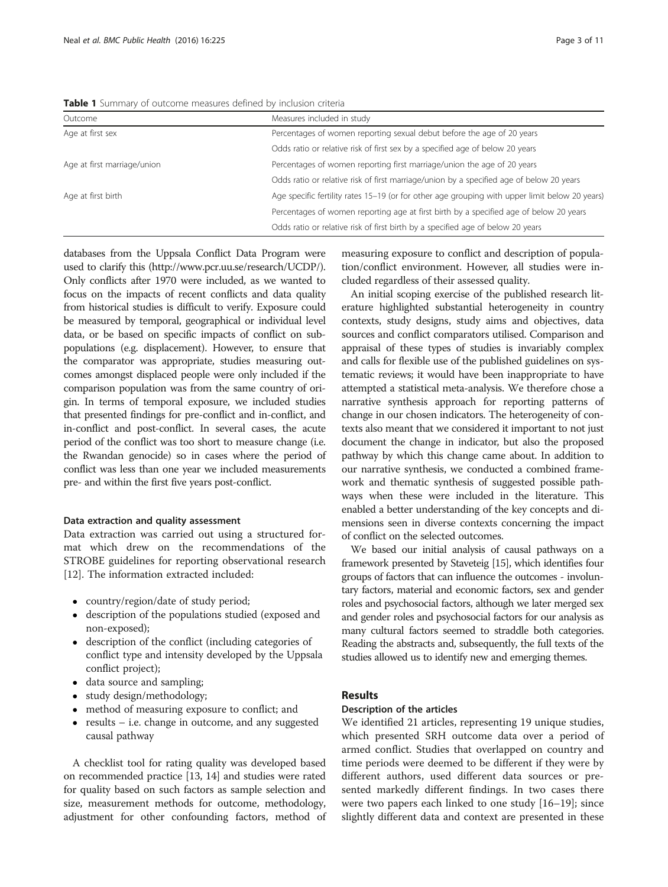**Table 1** Summary of outcome measures defined by inclusion criteria

| Outcome | Measures included in study |
|---|---|
| Age at first sex | Percentages of women reporting sexual debut before the age of 20 years |
| | Odds ratio or relative risk of first sex by a specified age of below 20 years |
| Age at first marriage/union | Percentages of women reporting first marriage/union the age of 20 years |
| | Odds ratio or relative risk of first marriage/union by a specified age of below 20 years |
| Age at first birth | Age specific fertility rates 15–19 (or for other age grouping with upper limit below 20 years) |
| | Percentages of women reporting age at first birth by a specified age of below 20 years |
| | Odds ratio or relative risk of first birth by a specified age of below 20 years |

databases from the Uppsala Conflict Data Program were used to clarify this (http://www.pcr.uu.se/research/UCDP/). Only conflicts after 1970 were included, as we wanted to focus on the impacts of recent conflicts and data quality from historical studies is difficult to verify. Exposure could be measured by temporal, geographical or individual level data, or be based on specific impacts of conflict on sub-populations (e.g. displacement). However, to ensure that the comparator was appropriate, studies measuring outcomes amongst displaced people were only included if the comparison population was from the same country of origin. In terms of temporal exposure, we included studies that presented findings for pre-conflict and in-conflict, and in-conflict and post-conflict. In several cases, the acute period of the conflict was too short to measure change (i.e. the Rwandan genocide) so in cases where the period of conflict was less than one year we included measurements pre- and within the first five years post-conflict.

#### Data extraction and quality assessment

Data extraction was carried out using a structured format which drew on the recommendations of the STROBE guidelines for reporting observational research [12]. The information extracted included:

- country/region/date of study period;
- description of the populations studied (exposed and non-exposed);
- description of the conflict (including categories of conflict type and intensity developed by the Uppsala conflict project);
- data source and sampling;
- study design/methodology;
- method of measuring exposure to conflict; and
- results – i.e. change in outcome, and any suggested causal pathway

A checklist tool for rating quality was developed based on recommended practice [13, 14] and studies were rated for quality based on such factors as sample selection and size, measurement methods for outcome, methodology, adjustment for other confounding factors, method of measuring exposure to conflict and description of population/conflict environment. However, all studies were included regardless of their assessed quality.

An initial scoping exercise of the published research literature highlighted substantial heterogeneity in country contexts, study designs, study aims and objectives, data sources and conflict comparators utilised. Comparison and appraisal of these types of studies is invariably complex and calls for flexible use of the published guidelines on systematic reviews; it would have been inappropriate to have attempted a statistical meta-analysis. We therefore chose a narrative synthesis approach for reporting patterns of change in our chosen indicators. The heterogeneity of contexts also meant that we considered it important to not just document the change in indicator, but also the proposed pathway by which this change came about. In addition to our narrative synthesis, we conducted a combined framework and thematic synthesis of suggested possible pathways when these were included in the literature. This enabled a better understanding of the key concepts and dimensions seen in diverse contexts concerning the impact of conflict on the selected outcomes.

We based our initial analysis of causal pathways on a framework presented by Staveteig [15], which identifies four groups of factors that can influence the outcomes - involuntary factors, material and economic factors, sex and gender roles and psychosocial factors, although we later merged sex and gender roles and psychosocial factors for our analysis as many cultural factors seemed to straddle both categories. Reading the abstracts and, subsequently, the full texts of the studies allowed us to identify new and emerging themes.

## Results

#### Description of the articles

We identified 21 articles, representing 19 unique studies, which presented SRH outcome data over a period of armed conflict. Studies that overlapped on country and time periods were deemed to be different if they were by different authors, used different data sources or presented markedly different findings. In two cases there were two papers each linked to one study [16–19]; since slightly different data and context are presented in these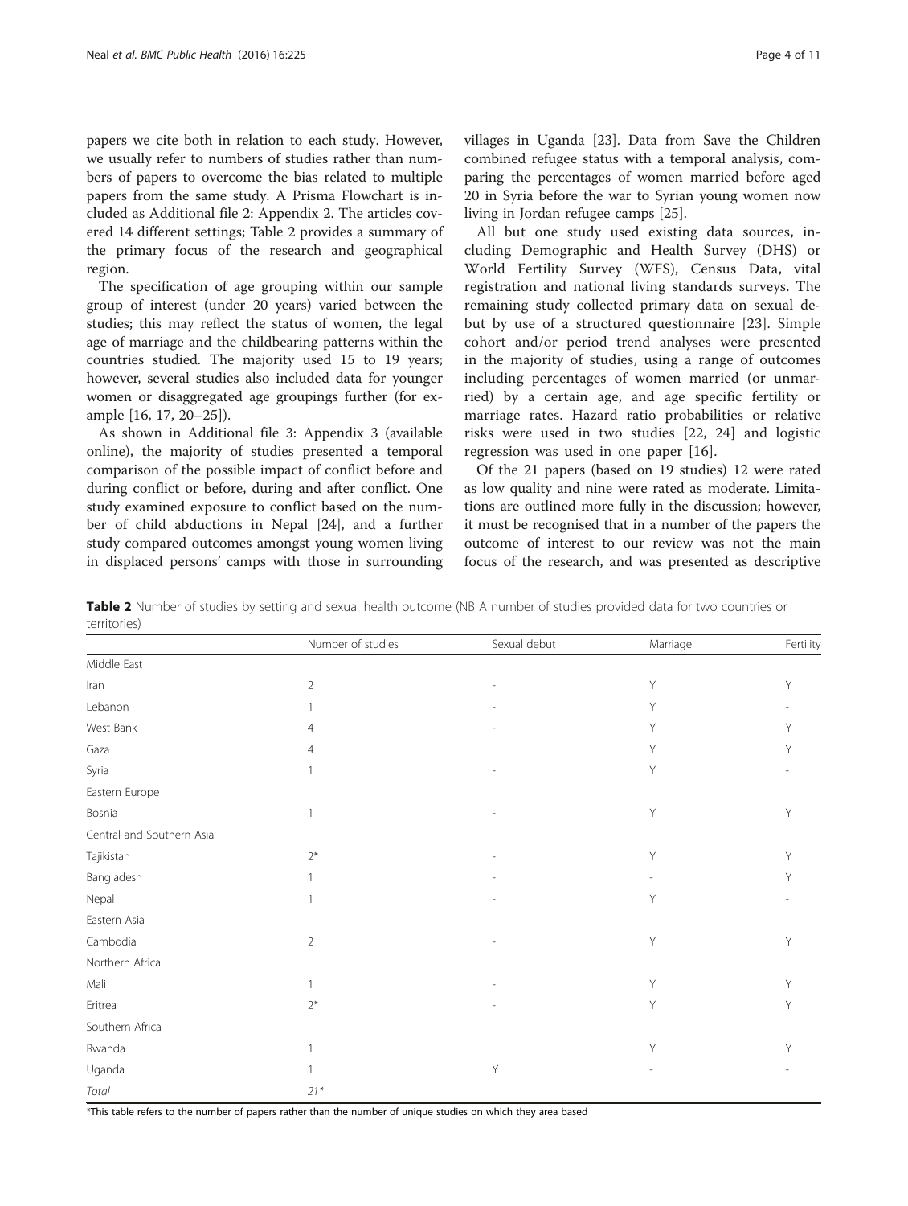papers we cite both in relation to each study. However, we usually refer to numbers of studies rather than numbers of papers to overcome the bias related to multiple papers from the same study. A Prisma Flowchart is included as Additional file 2: Appendix 2. The articles covered 14 different settings; Table 2 provides a summary of the primary focus of the research and geographical region.

The specification of age grouping within our sample group of interest (under 20 years) varied between the studies; this may reflect the status of women, the legal age of marriage and the childbearing patterns within the countries studied. The majority used 15 to 19 years; however, several studies also included data for younger women or disaggregated age groupings further (for example [16, 17, 20–25]).

As shown in Additional file 3: Appendix 3 (available online), the majority of studies presented a temporal comparison of the possible impact of conflict before and during conflict or before, during and after conflict. One study examined exposure to conflict based on the number of child abductions in Nepal [24], and a further study compared outcomes amongst young women living in displaced persons' camps with those in surrounding villages in Uganda [23]. Data from Save the Children combined refugee status with a temporal analysis, comparing the percentages of women married before aged 20 in Syria before the war to Syrian young women now living in Jordan refugee camps [25].

All but one study used existing data sources, including Demographic and Health Survey (DHS) or World Fertility Survey (WFS), Census Data, vital registration and national living standards surveys. The remaining study collected primary data on sexual debut by use of a structured questionnaire [23]. Simple cohort and/or period trend analyses were presented in the majority of studies, using a range of outcomes including percentages of women married (or unmarried) by a certain age, and age specific fertility or marriage rates. Hazard ratio probabilities or relative risks were used in two studies [22, 24] and logistic regression was used in one paper [16].

Of the 21 papers (based on 19 studies) 12 were rated as low quality and nine were rated as moderate. Limitations are outlined more fully in the discussion; however, it must be recognised that in a number of the papers the outcome of interest to our review was not the main focus of the research, and was presented as descriptive

**Table 2** Number of studies by setting and sexual health outcome (NB A number of studies provided data for two countries or territories)

| | Number of studies | Sexual debut | Marriage | Fertility |
|---|---|---|---|---|
| Middle East | | | | |
| Iran | 2 | - | Y | Y |
| Lebanon | 1 | - | Y | - |
| West Bank | 4 | - | Y | Y |
| Gaza | 4 | | Y | Y |
| Syria | 1 | - | Y | - |
| Eastern Europe | | | | |
| Bosnia | 1 | - | Y | Y |
| Central and Southern Asia | | | | |
| Tajikistan | 2* | - | Y | Y |
| Bangladesh | 1 | - | - | Y |
| Nepal | 1 | - | Y | - |
| Eastern Asia | | | | |
| Cambodia | 2 | - | Y | Y |
| Northern Africa | | | | |
| Mali | 1 | - | Y | Y |
| Eritrea | 2* | - | Y | Y |
| Southern Africa | | | | |
| Rwanda | 1 | | Y | Y |
| Uganda | 1 | Y | - | - |
| *Total* | *21** | | | |

*This table refers to the number of papers rather than the number of unique studies on which they area based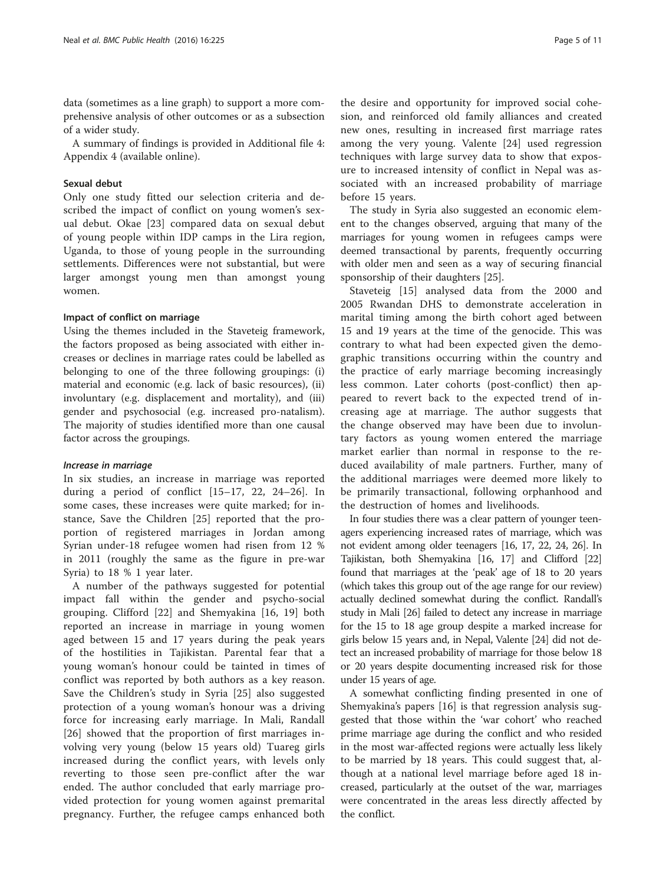data (sometimes as a line graph) to support a more comprehensive analysis of other outcomes or as a subsection of a wider study.

A summary of findings is provided in Additional file 4: Appendix 4 (available online).

### Sexual debut

Only one study fitted our selection criteria and described the impact of conflict on young women's sexual debut. Okae [23] compared data on sexual debut of young people within IDP camps in the Lira region, Uganda, to those of young people in the surrounding settlements. Differences were not substantial, but were larger amongst young men than amongst young women.

### Impact of conflict on marriage

Using the themes included in the Staveteig framework, the factors proposed as being associated with either increases or declines in marriage rates could be labelled as belonging to one of the three following groupings: (i) material and economic (e.g. lack of basic resources), (ii) involuntary (e.g. displacement and mortality), and (iii) gender and psychosocial (e.g. increased pro-natalism). The majority of studies identified more than one causal factor across the groupings.

#### *Increase in marriage*

In six studies, an increase in marriage was reported during a period of conflict [15–17, 22, 24–26]. In some cases, these increases were quite marked; for instance, Save the Children [25] reported that the proportion of registered marriages in Jordan among Syrian under-18 refugee women had risen from 12 % in 2011 (roughly the same as the figure in pre-war Syria) to 18 % 1 year later.

A number of the pathways suggested for potential impact fall within the gender and psycho-social grouping. Clifford [22] and Shemyakina [16, 19] both reported an increase in marriage in young women aged between 15 and 17 years during the peak years of the hostilities in Tajikistan. Parental fear that a young woman's honour could be tainted in times of conflict was reported by both authors as a key reason. Save the Children's study in Syria [25] also suggested protection of a young woman's honour was a driving force for increasing early marriage. In Mali, Randall [26] showed that the proportion of first marriages involving very young (below 15 years old) Tuareg girls increased during the conflict years, with levels only reverting to those seen pre-conflict after the war ended. The author concluded that early marriage provided protection for young women against premarital pregnancy. Further, the refugee camps enhanced both the desire and opportunity for improved social cohesion, and reinforced old family alliances and created new ones, resulting in increased first marriage rates among the very young. Valente [24] used regression techniques with large survey data to show that exposure to increased intensity of conflict in Nepal was associated with an increased probability of marriage before 15 years.

The study in Syria also suggested an economic element to the changes observed, arguing that many of the marriages for young women in refugees camps were deemed transactional by parents, frequently occurring with older men and seen as a way of securing financial sponsorship of their daughters [25].

Staveteig [15] analysed data from the 2000 and 2005 Rwandan DHS to demonstrate acceleration in marital timing among the birth cohort aged between 15 and 19 years at the time of the genocide. This was contrary to what had been expected given the demographic transitions occurring within the country and the practice of early marriage becoming increasingly less common. Later cohorts (post-conflict) then appeared to revert back to the expected trend of increasing age at marriage. The author suggests that the change observed may have been due to involuntary factors as young women entered the marriage market earlier than normal in response to the reduced availability of male partners. Further, many of the additional marriages were deemed more likely to be primarily transactional, following orphanhood and the destruction of homes and livelihoods.

In four studies there was a clear pattern of younger teenagers experiencing increased rates of marriage, which was not evident among older teenagers [16, 17, 22, 24, 26]. In Tajikistan, both Shemyakina [16, 17] and Clifford [22] found that marriages at the 'peak' age of 18 to 20 years (which takes this group out of the age range for our review) actually declined somewhat during the conflict. Randall's study in Mali [26] failed to detect any increase in marriage for the 15 to 18 age group despite a marked increase for girls below 15 years and, in Nepal, Valente [24] did not detect an increased probability of marriage for those below 18 or 20 years despite documenting increased risk for those under 15 years of age.

A somewhat conflicting finding presented in one of Shemyakina's papers [16] is that regression analysis suggested that those within the 'war cohort' who reached prime marriage age during the conflict and who resided in the most war-affected regions were actually less likely to be married by 18 years. This could suggest that, although at a national level marriage before aged 18 increased, particularly at the outset of the war, marriages were concentrated in the areas less directly affected by the conflict.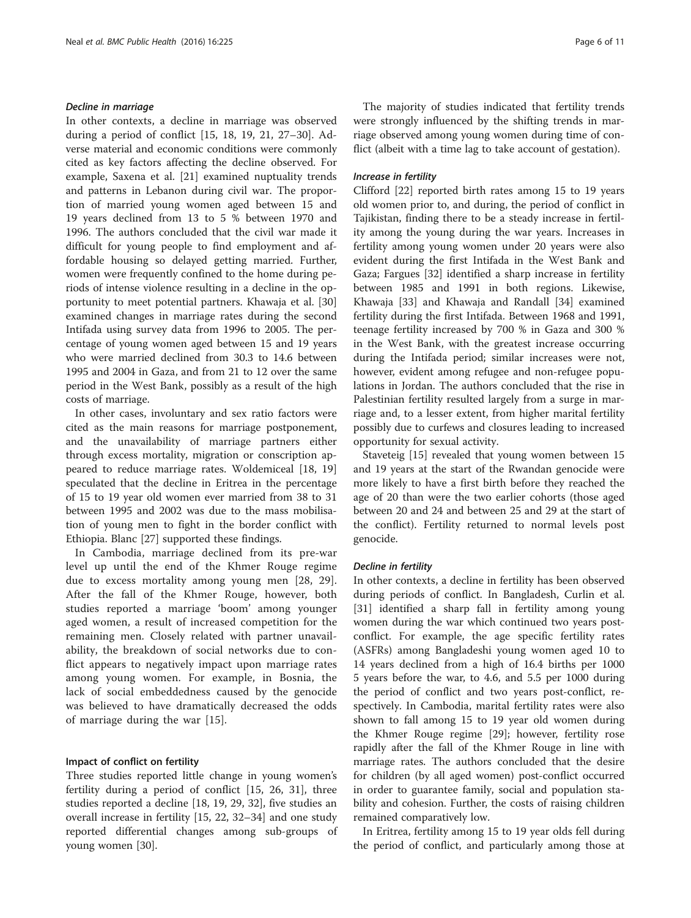#### *Decline in marriage*

In other contexts, a decline in marriage was observed during a period of conflict [15, 18, 19, 21, 27–30]. Adverse material and economic conditions were commonly cited as key factors affecting the decline observed. For example, Saxena et al. [21] examined nuptuality trends and patterns in Lebanon during civil war. The proportion of married young women aged between 15 and 19 years declined from 13 to 5 % between 1970 and 1996. The authors concluded that the civil war made it difficult for young people to find employment and affordable housing so delayed getting married. Further, women were frequently confined to the home during periods of intense violence resulting in a decline in the opportunity to meet potential partners. Khawaja et al. [30] examined changes in marriage rates during the second Intifada using survey data from 1996 to 2005. The percentage of young women aged between 15 and 19 years who were married declined from 30.3 to 14.6 between 1995 and 2004 in Gaza, and from 21 to 12 over the same period in the West Bank, possibly as a result of the high costs of marriage.

In other cases, involuntary and sex ratio factors were cited as the main reasons for marriage postponement, and the unavailability of marriage partners either through excess mortality, migration or conscription appeared to reduce marriage rates. Woldemiceal [18, 19] speculated that the decline in Eritrea in the percentage of 15 to 19 year old women ever married from 38 to 31 between 1995 and 2002 was due to the mass mobilisation of young men to fight in the border conflict with Ethiopia. Blanc [27] supported these findings.

In Cambodia, marriage declined from its pre-war level up until the end of the Khmer Rouge regime due to excess mortality among young men [28, 29]. After the fall of the Khmer Rouge, however, both studies reported a marriage 'boom' among younger aged women, a result of increased competition for the remaining men. Closely related with partner unavailability, the breakdown of social networks due to conflict appears to negatively impact upon marriage rates among young women. For example, in Bosnia, the lack of social embeddedness caused by the genocide was believed to have dramatically decreased the odds of marriage during the war [15].

### Impact of conflict on fertility

Three studies reported little change in young women's fertility during a period of conflict [15, 26, 31], three studies reported a decline [18, 19, 29, 32], five studies an overall increase in fertility [15, 22, 32–34] and one study reported differential changes among sub-groups of young women [30].

The majority of studies indicated that fertility trends were strongly influenced by the shifting trends in marriage observed among young women during time of conflict (albeit with a time lag to take account of gestation).

#### *Increase in fertility*

Clifford [22] reported birth rates among 15 to 19 years old women prior to, and during, the period of conflict in Tajikistan, finding there to be a steady increase in fertility among the young during the war years. Increases in fertility among young women under 20 years were also evident during the first Intifada in the West Bank and Gaza; Fargues [32] identified a sharp increase in fertility between 1985 and 1991 in both regions. Likewise, Khawaja [33] and Khawaja and Randall [34] examined fertility during the first Intifada. Between 1968 and 1991, teenage fertility increased by 700 % in Gaza and 300 % in the West Bank, with the greatest increase occurring during the Intifada period; similar increases were not, however, evident among refugee and non-refugee populations in Jordan. The authors concluded that the rise in Palestinian fertility resulted largely from a surge in marriage and, to a lesser extent, from higher marital fertility possibly due to curfews and closures leading to increased opportunity for sexual activity.

Staveteig [15] revealed that young women between 15 and 19 years at the start of the Rwandan genocide were more likely to have a first birth before they reached the age of 20 than were the two earlier cohorts (those aged between 20 and 24 and between 25 and 29 at the start of the conflict). Fertility returned to normal levels post genocide.

#### *Decline in fertility*

In other contexts, a decline in fertility has been observed during periods of conflict. In Bangladesh, Curlin et al. [31] identified a sharp fall in fertility among young women during the war which continued two years post-conflict. For example, the age specific fertility rates (ASFRs) among Bangladeshi young women aged 10 to 14 years declined from a high of 16.4 births per 1000 5 years before the war, to 4.6, and 5.5 per 1000 during the period of conflict and two years post-conflict, respectively. In Cambodia, marital fertility rates were also shown to fall among 15 to 19 year old women during the Khmer Rouge regime [29]; however, fertility rose rapidly after the fall of the Khmer Rouge in line with marriage rates. The authors concluded that the desire for children (by all aged women) post-conflict occurred in order to guarantee family, social and population stability and cohesion. Further, the costs of raising children remained comparatively low.

In Eritrea, fertility among 15 to 19 year olds fell during the period of conflict, and particularly among those at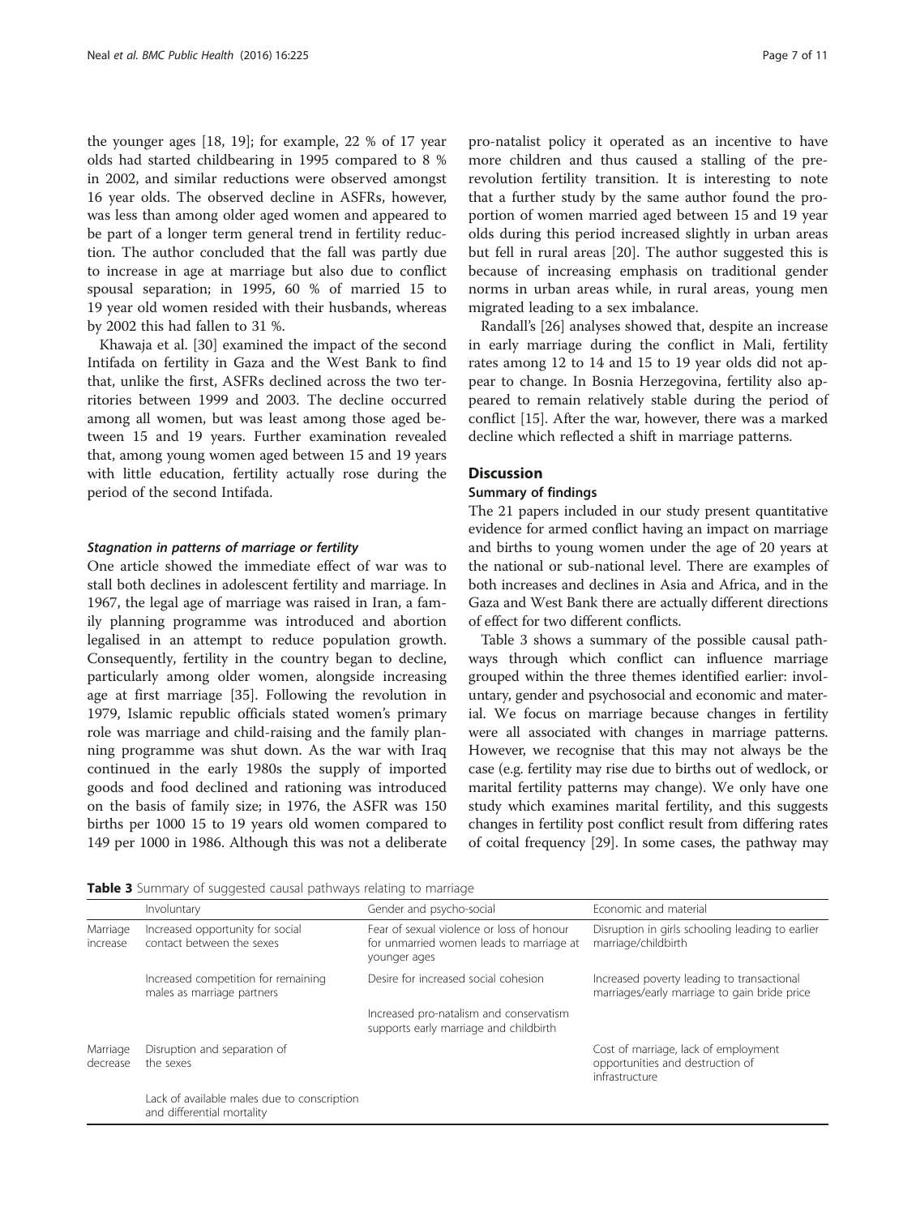the younger ages [18, 19]; for example, 22 % of 17 year olds had started childbearing in 1995 compared to 8 % in 2002, and similar reductions were observed amongst 16 year olds. The observed decline in ASFRs, however, was less than among older aged women and appeared to be part of a longer term general trend in fertility reduction. The author concluded that the fall was partly due to increase in age at marriage but also due to conflict spousal separation; in 1995, 60 % of married 15 to 19 year old women resided with their husbands, whereas by 2002 this had fallen to 31 %.

Khawaja et al. [30] examined the impact of the second Intifada on fertility in Gaza and the West Bank to find that, unlike the first, ASFRs declined across the two territories between 1999 and 2003. The decline occurred among all women, but was least among those aged between 15 and 19 years. Further examination revealed that, among young women aged between 15 and 19 years with little education, fertility actually rose during the period of the second Intifada.

#### *Stagnation in patterns of marriage or fertility*

One article showed the immediate effect of war was to stall both declines in adolescent fertility and marriage. In 1967, the legal age of marriage was raised in Iran, a family planning programme was introduced and abortion legalised in an attempt to reduce population growth. Consequently, fertility in the country began to decline, particularly among older women, alongside increasing age at first marriage [35]. Following the revolution in 1979, Islamic republic officials stated women's primary role was marriage and child-raising and the family planning programme was shut down. As the war with Iraq continued in the early 1980s the supply of imported goods and food declined and rationing was introduced on the basis of family size; in 1976, the ASFR was 150 births per 1000 15 to 19 years old women compared to 149 per 1000 in 1986. Although this was not a deliberate pro-natalist policy it operated as an incentive to have more children and thus caused a stalling of the pre-revolution fertility transition. It is interesting to note that a further study by the same author found the proportion of women married aged between 15 and 19 year olds during this period increased slightly in urban areas but fell in rural areas [20]. The author suggested this is because of increasing emphasis on traditional gender norms in urban areas while, in rural areas, young men migrated leading to a sex imbalance.

Randall's [26] analyses showed that, despite an increase in early marriage during the conflict in Mali, fertility rates among 12 to 14 and 15 to 19 year olds did not appear to change. In Bosnia Herzegovina, fertility also appeared to remain relatively stable during the period of conflict [15]. After the war, however, there was a marked decline which reflected a shift in marriage patterns.

## Discussion

### Summary of findings

The 21 papers included in our study present quantitative evidence for armed conflict having an impact on marriage and births to young women under the age of 20 years at the national or sub-national level. There are examples of both increases and declines in Asia and Africa, and in the Gaza and West Bank there are actually different directions of effect for two different conflicts.

Table 3 shows a summary of the possible causal pathways through which conflict can influence marriage grouped within the three themes identified earlier: involuntary, gender and psychosocial and economic and material. We focus on marriage because changes in fertility were all associated with changes in marriage patterns. However, we recognise that this may not always be the case (e.g. fertility may rise due to births out of wedlock, or marital fertility patterns may change). We only have one study which examines marital fertility, and this suggests changes in fertility post conflict result from differing rates of coital frequency [29]. In some cases, the pathway may

**Table 3** Summary of suggested causal pathways relating to marriage

| | Involuntary | Gender and psycho-social | Economic and material |
|---|---|---|---|
| Marriage increase | Increased opportunity for social contact between the sexes | Fear of sexual violence or loss of honour for unmarried women leads to marriage at younger ages | Disruption in girls schooling leading to earlier marriage/childbirth |
| | Increased competition for remaining males as marriage partners | Desire for increased social cohesion | Increased poverty leading to transactional marriages/early marriage to gain bride price |
| | | Increased pro-natalism and conservatism supports early marriage and childbirth | |
| Marriage decrease | Disruption and separation of the sexes | | Cost of marriage, lack of employment opportunities and destruction of infrastructure |
| | Lack of available males due to conscription and differential mortality | | |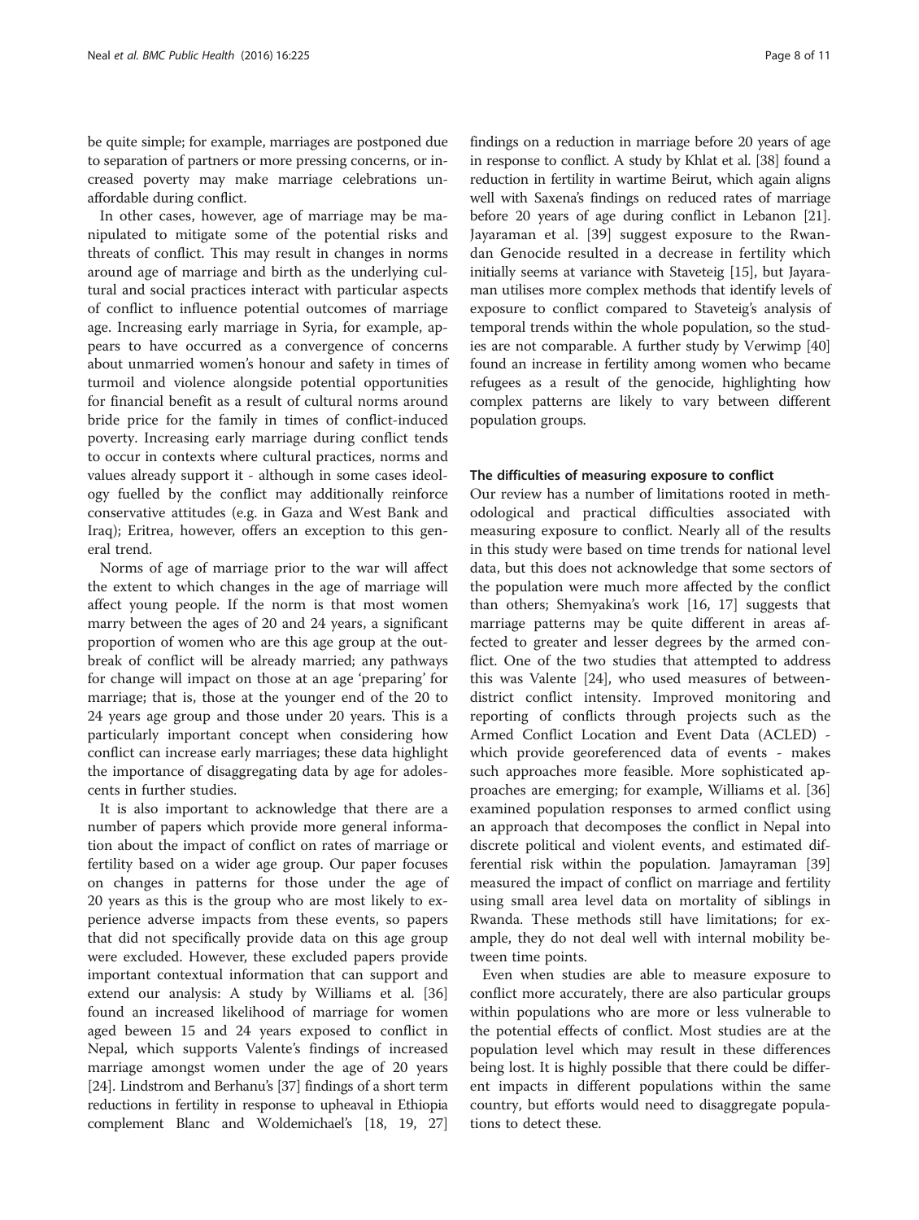be quite simple; for example, marriages are postponed due to separation of partners or more pressing concerns, or increased poverty may make marriage celebrations unaffordable during conflict.

In other cases, however, age of marriage may be manipulated to mitigate some of the potential risks and threats of conflict. This may result in changes in norms around age of marriage and birth as the underlying cultural and social practices interact with particular aspects of conflict to influence potential outcomes of marriage age. Increasing early marriage in Syria, for example, appears to have occurred as a convergence of concerns about unmarried women's honour and safety in times of turmoil and violence alongside potential opportunities for financial benefit as a result of cultural norms around bride price for the family in times of conflict-induced poverty. Increasing early marriage during conflict tends to occur in contexts where cultural practices, norms and values already support it - although in some cases ideology fuelled by the conflict may additionally reinforce conservative attitudes (e.g. in Gaza and West Bank and Iraq); Eritrea, however, offers an exception to this general trend.

Norms of age of marriage prior to the war will affect the extent to which changes in the age of marriage will affect young people. If the norm is that most women marry between the ages of 20 and 24 years, a significant proportion of women who are this age group at the outbreak of conflict will be already married; any pathways for change will impact on those at an age 'preparing' for marriage; that is, those at the younger end of the 20 to 24 years age group and those under 20 years. This is a particularly important concept when considering how conflict can increase early marriages; these data highlight the importance of disaggregating data by age for adolescents in further studies.

It is also important to acknowledge that there are a number of papers which provide more general information about the impact of conflict on rates of marriage or fertility based on a wider age group. Our paper focuses on changes in patterns for those under the age of 20 years as this is the group who are most likely to experience adverse impacts from these events, so papers that did not specifically provide data on this age group were excluded. However, these excluded papers provide important contextual information that can support and extend our analysis: A study by Williams et al. [36] found an increased likelihood of marriage for women aged beween 15 and 24 years exposed to conflict in Nepal, which supports Valente's findings of increased marriage amongst women under the age of 20 years [24]. Lindstrom and Berhanu's [37] findings of a short term reductions in fertility in response to upheaval in Ethiopia complement Blanc and Woldemichael's [18, 19, 27] findings on a reduction in marriage before 20 years of age in response to conflict. A study by Khlat et al. [38] found a reduction in fertility in wartime Beirut, which again aligns well with Saxena's findings on reduced rates of marriage before 20 years of age during conflict in Lebanon [21]. Jayaraman et al. [39] suggest exposure to the Rwandan Genocide resulted in a decrease in fertility which initially seems at variance with Staveteig [15], but Jayaraman utilises more complex methods that identify levels of exposure to conflict compared to Staveteig's analysis of temporal trends within the whole population, so the studies are not comparable. A further study by Verwimp [40] found an increase in fertility among women who became refugees as a result of the genocide, highlighting how complex patterns are likely to vary between different population groups.

### The difficulties of measuring exposure to conflict

Our review has a number of limitations rooted in methodological and practical difficulties associated with measuring exposure to conflict. Nearly all of the results in this study were based on time trends for national level data, but this does not acknowledge that some sectors of the population were much more affected by the conflict than others; Shemyakina's work [16, 17] suggests that marriage patterns may be quite different in areas affected to greater and lesser degrees by the armed conflict. One of the two studies that attempted to address this was Valente [24], who used measures of between-district conflict intensity. Improved monitoring and reporting of conflicts through projects such as the Armed Conflict Location and Event Data (ACLED) - which provide georeferenced data of events - makes such approaches more feasible. More sophisticated approaches are emerging; for example, Williams et al. [36] examined population responses to armed conflict using an approach that decomposes the conflict in Nepal into discrete political and violent events, and estimated differential risk within the population. Jamayraman [39] measured the impact of conflict on marriage and fertility using small area level data on mortality of siblings in Rwanda. These methods still have limitations; for example, they do not deal well with internal mobility between time points.

Even when studies are able to measure exposure to conflict more accurately, there are also particular groups within populations who are more or less vulnerable to the potential effects of conflict. Most studies are at the population level which may result in these differences being lost. It is highly possible that there could be different impacts in different populations within the same country, but efforts would need to disaggregate populations to detect these.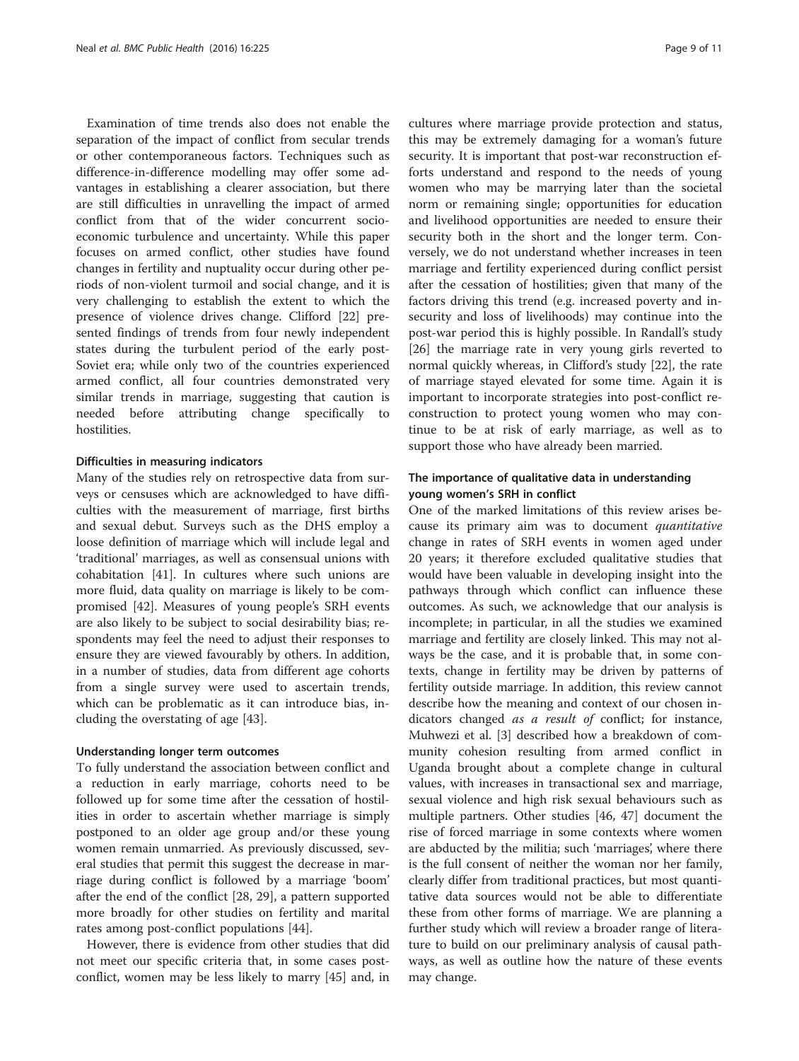Examination of time trends also does not enable the separation of the impact of conflict from secular trends or other contemporaneous factors. Techniques such as difference-in-difference modelling may offer some advantages in establishing a clearer association, but there are still difficulties in unravelling the impact of armed conflict from that of the wider concurrent socioeconomic turbulence and uncertainty. While this paper focuses on armed conflict, other studies have found changes in fertility and nuptuality occur during other periods of non-violent turmoil and social change, and it is very challenging to establish the extent to which the presence of violence drives change. Clifford [22] presented findings of trends from four newly independent states during the turbulent period of the early post-Soviet era; while only two of the countries experienced armed conflict, all four countries demonstrated very similar trends in marriage, suggesting that caution is needed before attributing change specifically to hostilities.

#### Difficulties in measuring indicators

Many of the studies rely on retrospective data from surveys or censuses which are acknowledged to have difficulties with the measurement of marriage, first births and sexual debut. Surveys such as the DHS employ a loose definition of marriage which will include legal and 'traditional' marriages, as well as consensual unions with cohabitation [41]. In cultures where such unions are more fluid, data quality on marriage is likely to be compromised [42]. Measures of young people's SRH events are also likely to be subject to social desirability bias; respondents may feel the need to adjust their responses to ensure they are viewed favourably by others. In addition, in a number of studies, data from different age cohorts from a single survey were used to ascertain trends, which can be problematic as it can introduce bias, including the overstating of age [43].

#### Understanding longer term outcomes

To fully understand the association between conflict and a reduction in early marriage, cohorts need to be followed up for some time after the cessation of hostilities in order to ascertain whether marriage is simply postponed to an older age group and/or these young women remain unmarried. As previously discussed, several studies that permit this suggest the decrease in marriage during conflict is followed by a marriage 'boom' after the end of the conflict [28, 29], a pattern supported more broadly for other studies on fertility and marital rates among post-conflict populations [44].

However, there is evidence from other studies that did not meet our specific criteria that, in some cases post-conflict, women may be less likely to marry [45] and, in cultures where marriage provide protection and status, this may be extremely damaging for a woman's future security. It is important that post-war reconstruction efforts understand and respond to the needs of young women who may be marrying later than the societal norm or remaining single; opportunities for education and livelihood opportunities are needed to ensure their security both in the short and the longer term. Conversely, we do not understand whether increases in teen marriage and fertility experienced during conflict persist after the cessation of hostilities; given that many of the factors driving this trend (e.g. increased poverty and insecurity and loss of livelihoods) may continue into the post-war period this is highly possible. In Randall's study [26] the marriage rate in very young girls reverted to normal quickly whereas, in Clifford's study [22], the rate of marriage stayed elevated for some time. Again it is important to incorporate strategies into post-conflict reconstruction to protect young women who may continue to be at risk of early marriage, as well as to support those who have already been married.

#### The importance of qualitative data in understanding young women's SRH in conflict

One of the marked limitations of this review arises because its primary aim was to document *quantitative* change in rates of SRH events in women aged under 20 years; it therefore excluded qualitative studies that would have been valuable in developing insight into the pathways through which conflict can influence these outcomes. As such, we acknowledge that our analysis is incomplete; in particular, in all the studies we examined marriage and fertility are closely linked. This may not always be the case, and it is probable that, in some contexts, change in fertility may be driven by patterns of fertility outside marriage. In addition, this review cannot describe how the meaning and context of our chosen indicators changed *as a result of* conflict; for instance, Muhwezi et al. [3] described how a breakdown of community cohesion resulting from armed conflict in Uganda brought about a complete change in cultural values, with increases in transactional sex and marriage, sexual violence and high risk sexual behaviours such as multiple partners. Other studies [46, 47] document the rise of forced marriage in some contexts where women are abducted by the militia; such 'marriages', where there is the full consent of neither the woman nor her family, clearly differ from traditional practices, but most quantitative data sources would not be able to differentiate these from other forms of marriage. We are planning a further study which will review a broader range of literature to build on our preliminary analysis of causal pathways, as well as outline how the nature of these events may change.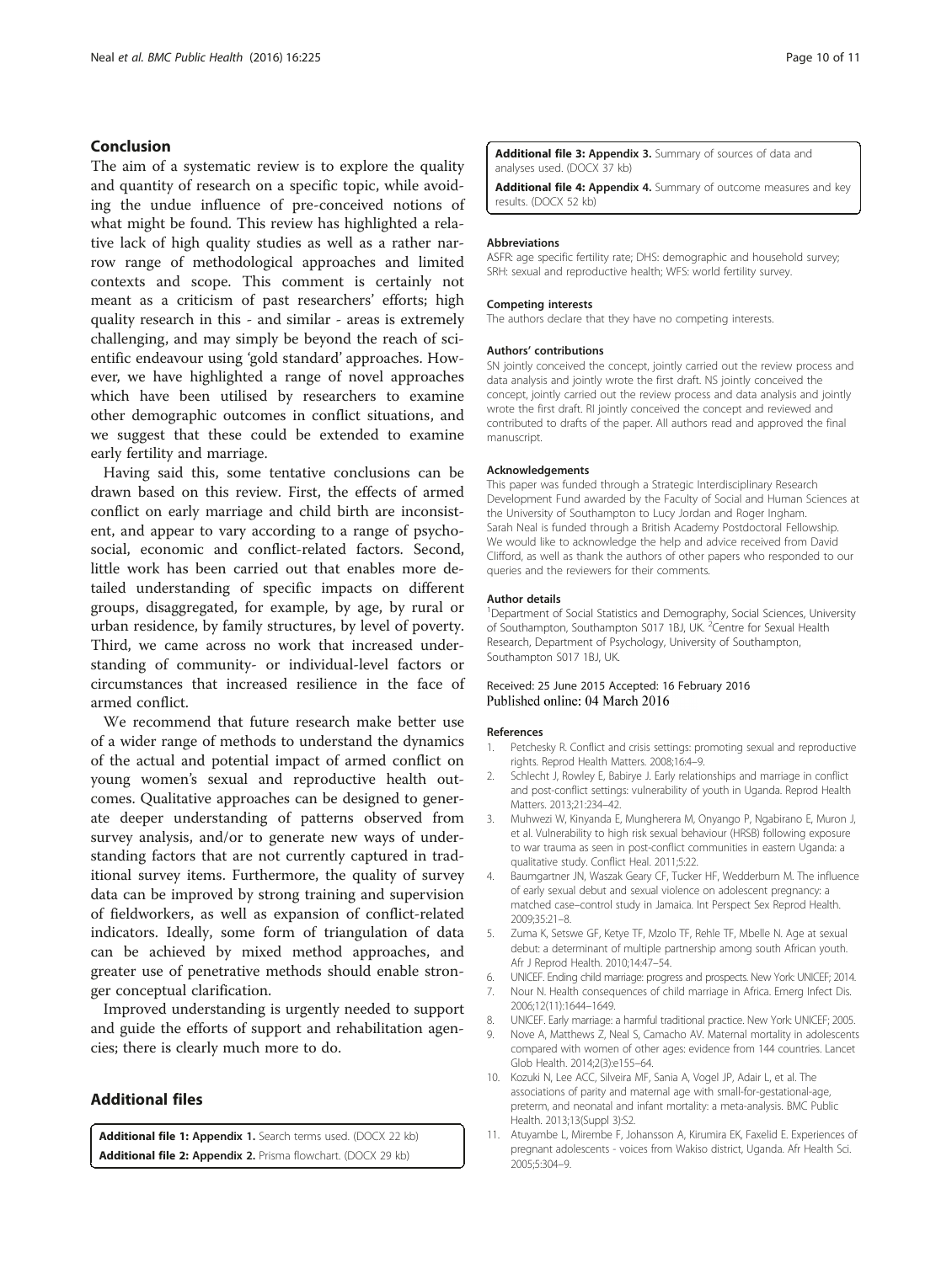## Conclusion

The aim of a systematic review is to explore the quality and quantity of research on a specific topic, while avoiding the undue influence of pre-conceived notions of what might be found. This review has highlighted a relative lack of high quality studies as well as a rather narrow range of methodological approaches and limited contexts and scope. This comment is certainly not meant as a criticism of past researchers' efforts; high quality research in this - and similar - areas is extremely challenging, and may simply be beyond the reach of scientific endeavour using 'gold standard' approaches. However, we have highlighted a range of novel approaches which have been utilised by researchers to examine other demographic outcomes in conflict situations, and we suggest that these could be extended to examine early fertility and marriage.

Having said this, some tentative conclusions can be drawn based on this review. First, the effects of armed conflict on early marriage and child birth are inconsistent, and appear to vary according to a range of psychosocial, economic and conflict-related factors. Second, little work has been carried out that enables more detailed understanding of specific impacts on different groups, disaggregated, for example, by age, by rural or urban residence, by family structures, by level of poverty. Third, we came across no work that increased understanding of community- or individual-level factors or circumstances that increased resilience in the face of armed conflict.

We recommend that future research make better use of a wider range of methods to understand the dynamics of the actual and potential impact of armed conflict on young women's sexual and reproductive health outcomes. Qualitative approaches can be designed to generate deeper understanding of patterns observed from survey analysis, and/or to generate new ways of understanding factors that are not currently captured in traditional survey items. Furthermore, the quality of survey data can be improved by strong training and supervision of fieldworkers, as well as expansion of conflict-related indicators. Ideally, some form of triangulation of data can be achieved by mixed method approaches, and greater use of penetrative methods should enable stronger conceptual clarification.

Improved understanding is urgently needed to support and guide the efforts of support and rehabilitation agencies; there is clearly much more to do.

## Additional files

**Additional file 1: Appendix 1.** Search terms used. (DOCX 22 kb)

**Additional file 2: Appendix 2.** Prisma flowchart. (DOCX 29 kb)

**Additional file 3: Appendix 3.** Summary of sources of data and analyses used. (DOCX 37 kb)

**Additional file 4: Appendix 4.** Summary of outcome measures and key results. (DOCX 52 kb)

#### Abbreviations

ASFR: age specific fertility rate; DHS: demographic and household survey; SRH: sexual and reproductive health; WFS: world fertility survey.

#### Competing interests

The authors declare that they have no competing interests.

#### Authors' contributions

SN jointly conceived the concept, jointly carried out the review process and data analysis and jointly wrote the first draft. NS jointly conceived the concept, jointly carried out the review process and data analysis and jointly wrote the first draft. RI jointly conceived the concept and reviewed and contributed to drafts of the paper. All authors read and approved the final manuscript.

#### Acknowledgements

This paper was funded through a Strategic Interdisciplinary Research Development Fund awarded by the Faculty of Social and Human Sciences at the University of Southampton to Lucy Jordan and Roger Ingham. Sarah Neal is funded through a British Academy Postdoctoral Fellowship. We would like to acknowledge the help and advice received from David Clifford, as well as thank the authors of other papers who responded to our queries and the reviewers for their comments.

#### Author details

[1]Department of Social Statistics and Demography, Social Sciences, University of Southampton, Southampton S017 1BJ, UK. [2]Centre for Sexual Health Research, Department of Psychology, University of Southampton, Southampton S017 1BJ, UK.

Received: 25 June 2015 Accepted: 16 February 2016
Published online: 04 March 2016

#### References

1. Petchesky R. Conflict and crisis settings: promoting sexual and reproductive rights. Reprod Health Matters. 2008;16:4–9.
2. Schlecht J, Rowley E, Babirye J. Early relationships and marriage in conflict and post-conflict settings: vulnerability of youth in Uganda. Reprod Health Matters. 2013;21:234–42.
3. Muhwezi W, Kinyanda E, Mungherera M, Onyango P, Ngabirano E, Muron J, et al. Vulnerability to high risk sexual behaviour (HRSB) following exposure to war trauma as seen in post-conflict communities in eastern Uganda: a qualitative study. Conflict Heal. 2011;5:22.
4. Baumgartner JN, Waszak Geary CF, Tucker HF, Wedderburn M. The influence of early sexual debut and sexual violence on adolescent pregnancy: a matched case–control study in Jamaica. Int Perspect Sex Reprod Health. 2009;35:21–8.
5. Zuma K, Setswe GF, Ketye TF, Mzolo TF, Rehle TF, Mbelle N. Age at sexual debut: a determinant of multiple partnership among south African youth. Afr J Reprod Health. 2010;14:47–54.
6. UNICEF. Ending child marriage: progress and prospects. New York: UNICEF; 2014.
7. Nour N. Health consequences of child marriage in Africa. Emerg Infect Dis. 2006;12(11):1644–1649.
8. UNICEF. Early marriage: a harmful traditional practice. New York: UNICEF; 2005.
9. Nove A, Matthews Z, Neal S, Camacho AV. Maternal mortality in adolescents compared with women of other ages: evidence from 144 countries. Lancet Glob Health. 2014;2(3):e155–64.
10. Kozuki N, Lee ACC, Silveira MF, Sania A, Vogel JP, Adair L, et al. The associations of parity and maternal age with small-for-gestational-age, preterm, and neonatal and infant mortality: a meta-analysis. BMC Public Health. 2013;13(Suppl 3):S2.
11. Atuyambe L, Mirembe F, Johansson A, Kirumira EK, Faxelid E. Experiences of pregnant adolescents - voices from Wakiso district, Uganda. Afr Health Sci. 2005;5:304–9.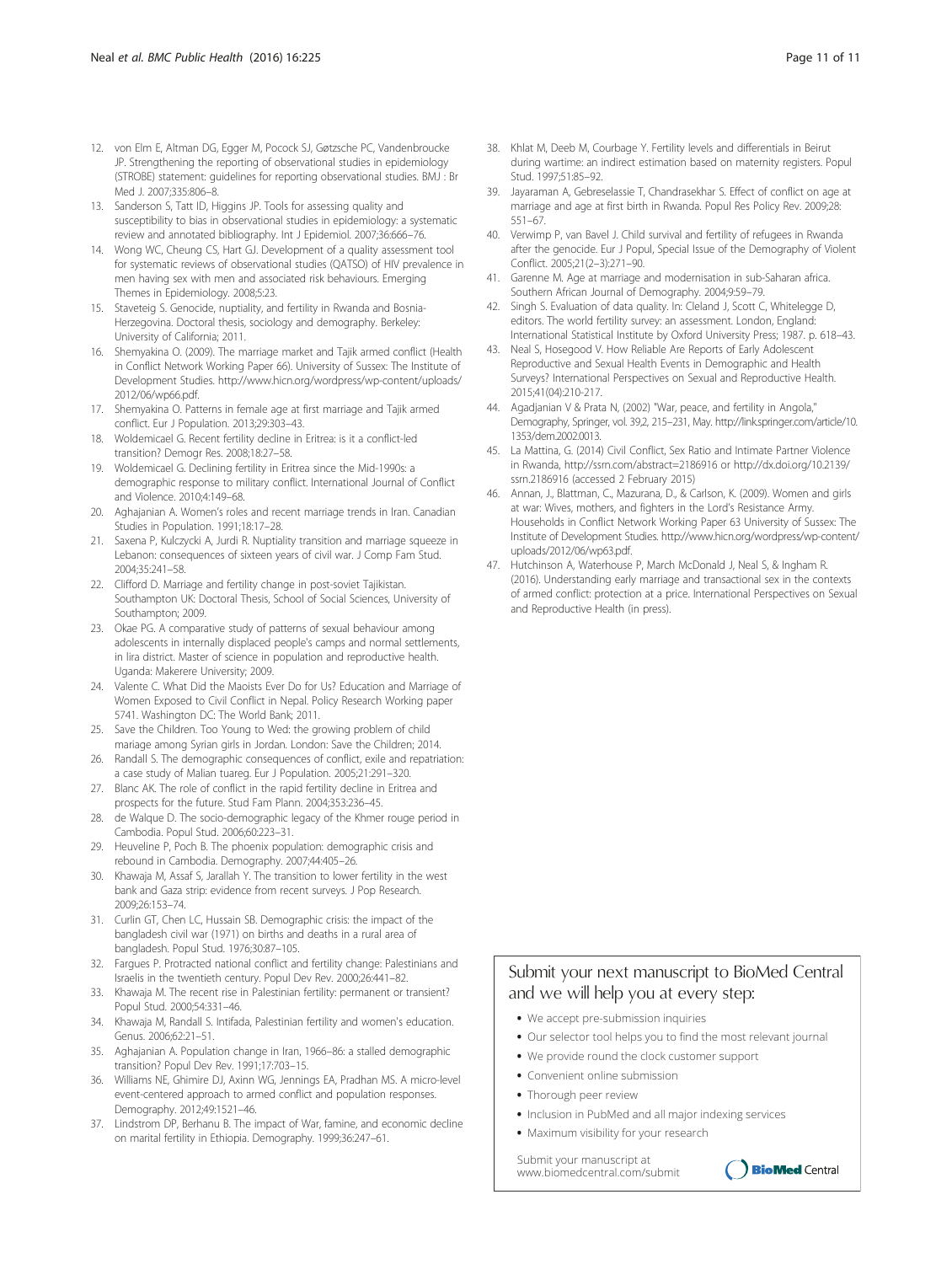12. von Elm E, Altman DG, Egger M, Pocock SJ, Gøtzsche PC, Vandenbroucke JP. Strengthening the reporting of observational studies in epidemiology (STROBE) statement: guidelines for reporting observational studies. BMJ : Br Med J. 2007;335:806–8.
13. Sanderson S, Tatt ID, Higgins JP. Tools for assessing quality and susceptibility to bias in observational studies in epidemiology: a systematic review and annotated bibliography. Int J Epidemiol. 2007;36:666–76.
14. Wong WC, Cheung CS, Hart GJ. Development of a quality assessment tool for systematic reviews of observational studies (QATSO) of HIV prevalence in men having sex with men and associated risk behaviours. Emerging Themes in Epidemiology. 2008;5:23.
15. Staveteig S. Genocide, nuptiality, and fertility in Rwanda and Bosnia-Herzegovina. Doctoral thesis, sociology and demography. Berkeley: University of California; 2011.
16. Shemyakina O. (2009). The marriage market and Tajik armed conflict (Health in Conflict Network Working Paper 66). University of Sussex: The Institute of Development Studies. http://www.hicn.org/wordpress/wp-content/uploads/2012/06/wp66.pdf.
17. Shemyakina O. Patterns in female age at first marriage and Tajik armed conflict. Eur J Population. 2013;29:303–43.
18. Woldemicael G. Recent fertility decline in Eritrea: is it a conflict-led transition? Demogr Res. 2008;18:27–58.
19. Woldemicael G. Declining fertility in Eritrea since the Mid-1990s: a demographic response to military conflict. International Journal of Conflict and Violence. 2010;4:149–68.
20. Aghajanian A. Women's roles and recent marriage trends in Iran. Canadian Studies in Population. 1991;18:17–28.
21. Saxena P, Kulczycki A, Jurdi R. Nuptiality transition and marriage squeeze in Lebanon: consequences of sixteen years of civil war. J Comp Fam Stud. 2004;35:241–58.
22. Clifford D. Marriage and fertility change in post-soviet Tajikistan. Southampton UK: Doctoral Thesis, School of Social Sciences, University of Southampton; 2009.
23. Okae PG. A comparative study of patterns of sexual behaviour among adolescents in internally displaced people's camps and normal settlements, in lira district. Master of science in population and reproductive health. Uganda: Makerere University; 2009.
24. Valente C. What Did the Maoists Ever Do for Us? Education and Marriage of Women Exposed to Civil Conflict in Nepal. Policy Research Working paper 5741. Washington DC: The World Bank; 2011.
25. Save the Children. Too Young to Wed: the growing problem of child mariage among Syrian girls in Jordan. London: Save the Children; 2014.
26. Randall S. The demographic consequences of conflict, exile and repatriation: a case study of Malian tuareg. Eur J Population. 2005;21:291–320.
27. Blanc AK. The role of conflict in the rapid fertility decline in Eritrea and prospects for the future. Stud Fam Plann. 2004;353:236–45.
28. de Walque D. The socio-demographic legacy of the Khmer rouge period in Cambodia. Popul Stud. 2006;60:223–31.
29. Heuveline P, Poch B. The phoenix population: demographic crisis and rebound in Cambodia. Demography. 2007;44:405–26.
30. Khawaja M, Assaf S, Jarallah Y. The transition to lower fertility in the west bank and Gaza strip: evidence from recent surveys. J Pop Research. 2009;26:153–74.
31. Curlin GT, Chen LC, Hussain SB. Demographic crisis: the impact of the bangladesh civil war (1971) on births and deaths in a rural area of bangladesh. Popul Stud. 1976;30:87–105.
32. Fargues P. Protracted national conflict and fertility change: Palestinians and Israelis in the twentieth century. Popul Dev Rev. 2000;26:441–82.
33. Khawaja M. The recent rise in Palestinian fertility: permanent or transient? Popul Stud. 2000;54:331–46.
34. Khawaja M, Randall S. Intifada, Palestinian fertility and women's education. Genus. 2006;62:21–51.
35. Aghajanian A. Population change in Iran, 1966–86: a stalled demographic transition? Popul Dev Rev. 1991;17:703–15.
36. Williams NE, Ghimire DJ, Axinn WG, Jennings EA, Pradhan MS. A micro-level event-centered approach to armed conflict and population responses. Demography. 2012;49:1521–46.
37. Lindstrom DP, Berhanu B. The impact of War, famine, and economic decline on marital fertility in Ethiopia. Demography. 1999;36:247–61.
38. Khlat M, Deeb M, Courbage Y. Fertility levels and differentials in Beirut during wartime: an indirect estimation based on maternity registers. Popul Stud. 1997;51:85–92.
39. Jayaraman A, Gebreselassie T, Chandrasekhar S. Effect of conflict on age at marriage and age at first birth in Rwanda. Popul Res Policy Rev. 2009;28:551–67.
40. Verwimp P, van Bavel J. Child survival and fertility of refugees in Rwanda after the genocide. Eur J Popul, Special Issue of the Demography of Violent Conflict. 2005;21(2–3):271–90.
41. Garenne M. Age at marriage and modernisation in sub-Saharan africa. Southern African Journal of Demography. 2004;9:59–79.
42. Singh S. Evaluation of data quality. In: Cleland J, Scott C, Whitelegge D, editors. The world fertility survey: an assessment. London, England: International Statistical Institute by Oxford University Press; 1987. p. 618–43.
43. Neal S, Hosegood V. How Reliable Are Reports of Early Adolescent Reproductive and Sexual Health Events in Demographic and Health Surveys? International Perspectives on Sexual and Reproductive Health. 2015;41(04):210-217.
44. Agadjanian V & Prata N, (2002) "War, peace, and fertility in Angola," Demography, Springer, vol. 39,2, 215–231, May. http://link.springer.com/article/10.1353/dem.2002.0013.
45. La Mattina, G. (2014) Civil Conflict, Sex Ratio and Intimate Partner Violence in Rwanda, http://ssrn.com/abstract=2186916 or http://dx.doi.org/10.2139/ssrn.2186916 (accessed 2 February 2015)
46. Annan, J., Blattman, C., Mazurana, D., & Carlson, K. (2009). Women and girls at war: Wives, mothers, and fighters in the Lord's Resistance Army. Households in Conflict Network Working Paper 63 University of Sussex: The Institute of Development Studies. http://www.hicn.org/wordpress/wp-content/uploads/2012/06/wp63.pdf.
47. Hutchinson A, Waterhouse P, March McDonald J, Neal S, & Ingham R. (2016). Understanding early marriage and transactional sex in the contexts of armed conflict: protection at a price. International Perspectives on Sexual and Reproductive Health (in press).

Submit your next manuscript to BioMed Central and we will help you at every step:

- We accept pre-submission inquiries
- Our selector tool helps you to find the most relevant journal
- We provide round the clock customer support
- Convenient online submission
- Thorough peer review
- Inclusion in PubMed and all major indexing services
- Maximum visibility for your research

Submit your manuscript at www.biomedcentral.com/submit